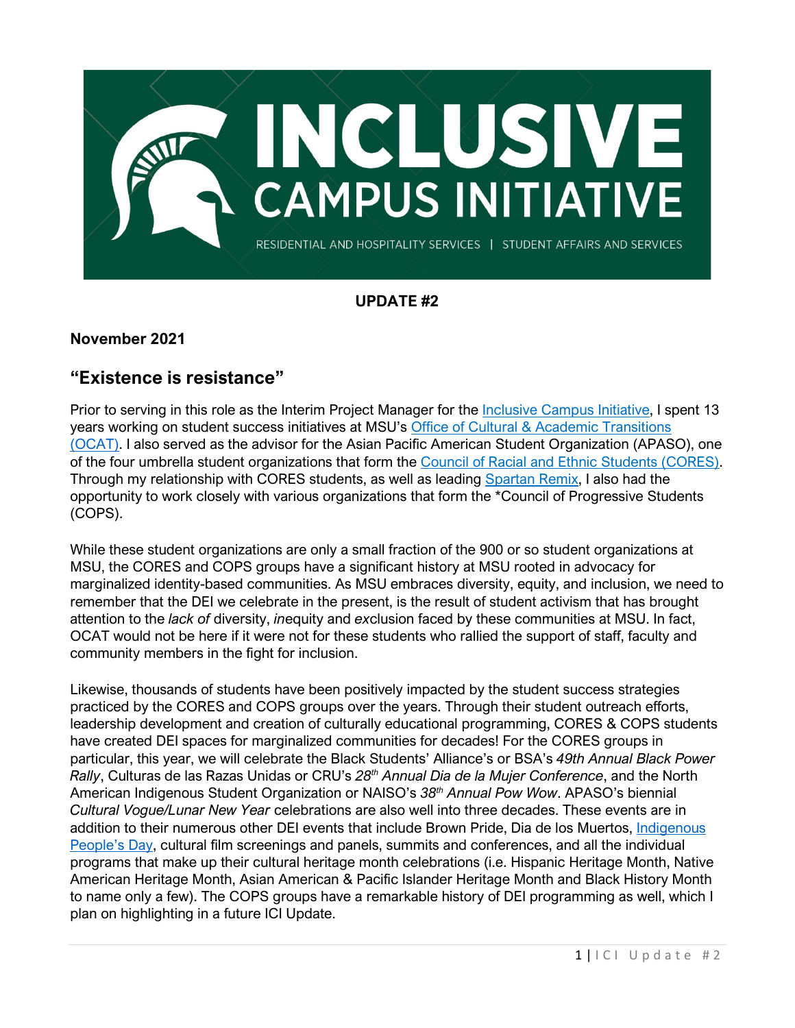# INCLUSIVE CAMPUS INITIATIVE

RESIDENTIAL AND HOSPITALITY SERVICES | STUDENT AFFAIRS AND SERVICES

**UPDATE #2**

**November 2021**

## "Existence is resistance"

Prior to serving in this role as the Interim Project Manager for the Inclusive Campus Initiative, I spent 13 years working on student success initiatives at MSU's Office of Cultural & Academic Transitions (OCAT). I also served as the advisor for the Asian Pacific American Student Organization (APASO), one of the four umbrella student organizations that form the Council of Racial and Ethnic Students (CORES). Through my relationship with CORES students, as well as leading Spartan Remix, I also had the opportunity to work closely with various organizations that form the *Council of Progressive Students (COPS).

While these student organizations are only a small fraction of the 900 or so student organizations at MSU, the CORES and COPS groups have a significant history at MSU rooted in advocacy for marginalized identity-based communities. As MSU embraces diversity, equity, and inclusion, we need to remember that the DEI we celebrate in the present, is the result of student activism that has brought attention to the *lack of* diversity, *in*equity and *ex*clusion faced by these communities at MSU. In fact, OCAT would not be here if it were not for these students who rallied the support of staff, faculty and community members in the fight for inclusion.

Likewise, thousands of students have been positively impacted by the student success strategies practiced by the CORES and COPS groups over the years. Through their student outreach efforts, leadership development and creation of culturally educational programming, CORES & COPS students have created DEI spaces for marginalized communities for decades! For the CORES groups in particular, this year, we will celebrate the Black Students' Alliance's or BSA's *49th Annual Black Power Rally*, Culturas de las Razas Unidas or CRU's *28th Annual Dia de la Mujer Conference*, and the North American Indigenous Student Organization or NAISO's *38th Annual Pow Wow*. APASO's biennial *Cultural Vogue/Lunar New Year* celebrations are also well into three decades. These events are in addition to their numerous other DEI events that include Brown Pride, Dia de los Muertos, Indigenous People's Day, cultural film screenings and panels, summits and conferences, and all the individual programs that make up their cultural heritage month celebrations (i.e. Hispanic Heritage Month, Native American Heritage Month, Asian American & Pacific Islander Heritage Month and Black History Month to name only a few). The COPS groups have a remarkable history of DEI programming as well, which I plan on highlighting in a future ICI Update.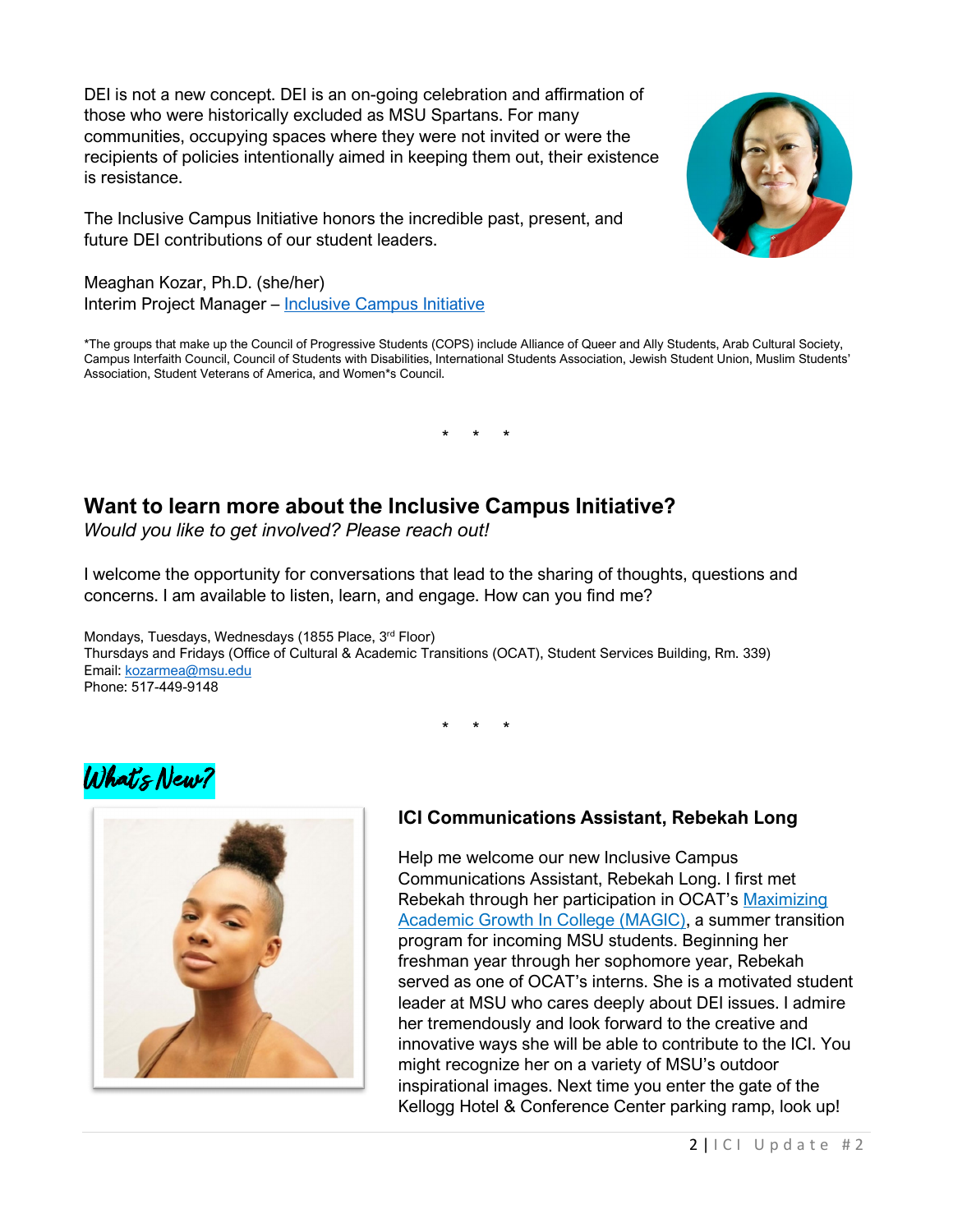DEI is not a new concept. DEI is an on-going celebration and affirmation of those who were historically excluded as MSU Spartans. For many communities, occupying spaces where they were not invited or were the recipients of policies intentionally aimed in keeping them out, their existence is resistance.

The Inclusive Campus Initiative honors the incredible past, present, and future DEI contributions of our student leaders.

Meaghan Kozar, Ph.D. (she/her)
Interim Project Manager – [Inclusive Campus Initiative]

*The groups that make up the Council of Progressive Students (COPS) include Alliance of Queer and Ally Students, Arab Cultural Society, Campus Interfaith Council, Council of Students with Disabilities, International Students Association, Jewish Student Union, Muslim Students' Association, Student Veterans of America, and Women*s Council.

\* \* \*

## Want to learn more about the Inclusive Campus Initiative?

*Would you like to get involved? Please reach out!*

I welcome the opportunity for conversations that lead to the sharing of thoughts, questions and concerns. I am available to listen, learn, and engage. How can you find me?

Mondays, Tuesdays, Wednesdays (1855 Place, 3rd Floor)
Thursdays and Fridays (Office of Cultural & Academic Transitions (OCAT), Student Services Building, Rm. 339)
Email: kozarmea@msu.edu
Phone: 517-449-9148

\* \* \*

## What's New?

### ICI Communications Assistant, Rebekah Long

Help me welcome our new Inclusive Campus Communications Assistant, Rebekah Long. I first met Rebekah through her participation in OCAT's Maximizing Academic Growth In College (MAGIC), a summer transition program for incoming MSU students. Beginning her freshman year through her sophomore year, Rebekah served as one of OCAT's interns. She is a motivated student leader at MSU who cares deeply about DEI issues. I admire her tremendously and look forward to the creative and innovative ways she will be able to contribute to the ICI. You might recognize her on a variety of MSU's outdoor inspirational images. Next time you enter the gate of the Kellogg Hotel & Conference Center parking ramp, look up!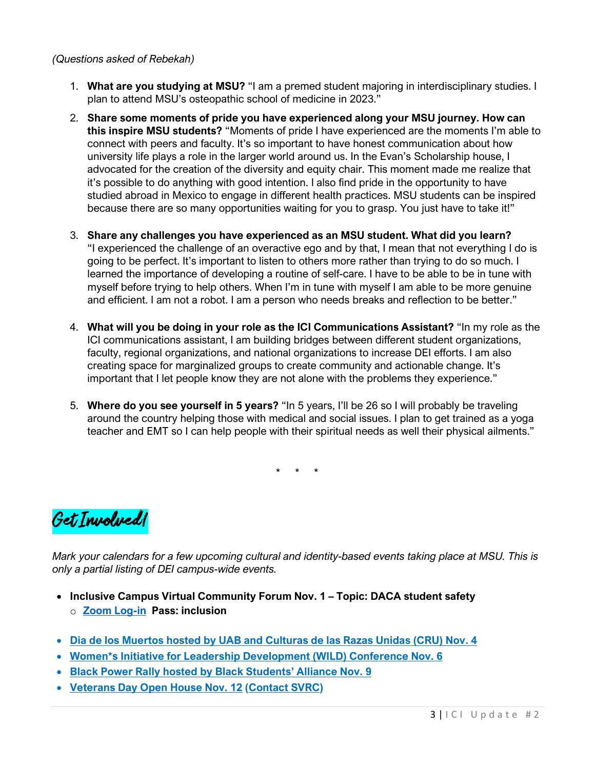*(Questions asked of Rebekah)*

1. **What are you studying at MSU?** "I am a premed student majoring in interdisciplinary studies. I plan to attend MSU's osteopathic school of medicine in 2023."
2. **Share some moments of pride you have experienced along your MSU journey. How can this inspire MSU students?** "Moments of pride I have experienced are the moments I'm able to connect with peers and faculty. It's so important to have honest communication about how university life plays a role in the larger world around us. In the Evan's Scholarship house, I advocated for the creation of the diversity and equity chair. This moment made me realize that it's possible to do anything with good intention. I also find pride in the opportunity to have studied abroad in Mexico to engage in different health practices. MSU students can be inspired because there are so many opportunities waiting for you to grasp. You just have to take it!"
3. **Share any challenges you have experienced as an MSU student. What did you learn?** "I experienced the challenge of an overactive ego and by that, I mean that not everything I do is going to be perfect. It's important to listen to others more rather than trying to do so much. I learned the importance of developing a routine of self-care. I have to be able to be in tune with myself before trying to help others. When I'm in tune with myself I am able to be more genuine and efficient. I am not a robot. I am a person who needs breaks and reflection to be better."
4. **What will you be doing in your role as the ICI Communications Assistant?** "In my role as the ICI communications assistant, I am building bridges between different student organizations, faculty, regional organizations, and national organizations to increase DEI efforts. I am also creating space for marginalized groups to create community and actionable change. It's important that I let people know they are not alone with the problems they experience."
5. **Where do you see yourself in 5 years?** "In 5 years, I'll be 26 so I will probably be traveling around the country helping those with medical and social issues. I plan to get trained as a yoga teacher and EMT so I can help people with their spiritual needs as well their physical ailments."

\* \* \*

## Get Involved!

*Mark your calendars for a few upcoming cultural and identity-based events taking place at MSU. This is only a partial listing of DEI campus-wide events.*

- **Inclusive Campus Virtual Community Forum Nov. 1 – Topic: DACA student safety**
  - **Zoom Log-in** **Pass: inclusion**
- **Dia de los Muertos hosted by UAB and Culturas de las Razas Unidas (CRU) Nov. 4**
- **Women*s Initiative for Leadership Development (WILD) Conference Nov. 6**
- **Black Power Rally hosted by Black Students' Alliance Nov. 9**
- **Veterans Day Open House Nov. 12 (Contact SVRC)**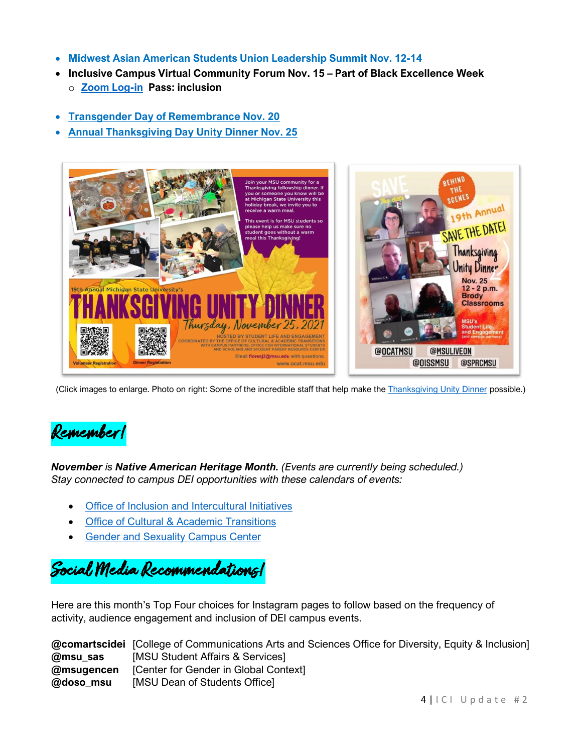- [Midwest Asian American Students Union Leadership Summit Nov. 12-14]()
- **Inclusive Campus Virtual Community Forum Nov. 15 – Part of Black Excellence Week**
  - [Zoom Log-in]() **Pass: inclusion**
- [Transgender Day of Remembrance Nov. 20]()
- [Annual Thanksgiving Day Unity Dinner Nov. 25]()

(Click images to enlarge. Photo on right: Some of the incredible staff that help make the [Thanksgiving Unity Dinner]() possible.)

## Remember!

***November** is **Native American Heritage Month.** (Events are currently being scheduled.)*
*Stay connected to campus DEI opportunities with these calendars of events:*

- [Office of Inclusion and Intercultural Initiatives]()
- [Office of Cultural & Academic Transitions]()
- [Gender and Sexuality Campus Center]()

## Social Media Recommendations!

Here are this month's Top Four choices for Instagram pages to follow based on the frequency of activity, audience engagement and inclusion of DEI campus events.

**@comartscidei** [College of Communications Arts and Sciences Office for Diversity, Equity & Inclusion]
**@msu_sas** [MSU Student Affairs & Services]
**@msugencen** [Center for Gender in Global Context]
**@doso_msu** [MSU Dean of Students Office]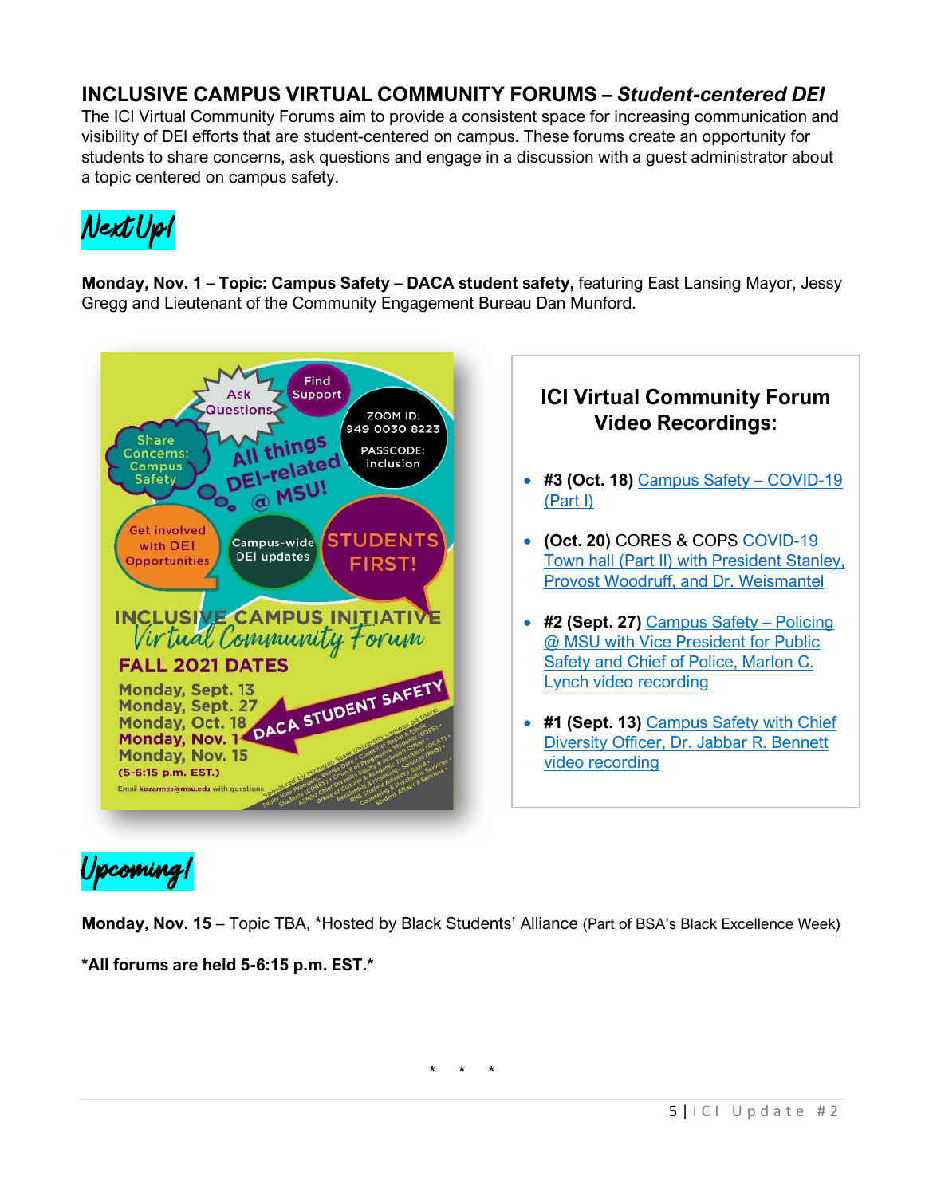## INCLUSIVE CAMPUS VIRTUAL COMMUNITY FORUMS – *Student-centered DEI*

The ICI Virtual Community Forums aim to provide a consistent space for increasing communication and visibility of DEI efforts that are student-centered on campus. These forums create an opportunity for students to share concerns, ask questions and engage in a discussion with a guest administrator about a topic centered on campus safety.

### Next Up!

**Monday, Nov. 1 – Topic: Campus Safety – DACA student safety,** featuring East Lansing Mayor, Jessy Gregg and Lieutenant of the Community Engagement Bureau Dan Munford.

### ICI Virtual Community Forum Video Recordings:

- **#3 (Oct. 18)** Campus Safety – COVID-19 (Part I)
- **(Oct. 20)** CORES & COPS COVID-19 Town hall (Part II) with President Stanley, Provost Woodruff, and Dr. Weismantel
- **#2 (Sept. 27)** Campus Safety – Policing @ MSU with Vice President for Public Safety and Chief of Police, Marlon C. Lynch video recording
- **#1 (Sept. 13)** Campus Safety with Chief Diversity Officer, Dr. Jabbar R. Bennett video recording

### Upcoming!

**Monday, Nov. 15** – Topic TBA, *Hosted by Black Students' Alliance (Part of BSA's Black Excellence Week)

**\*All forums are held 5-6:15 p.m. EST.\***

\* \* \*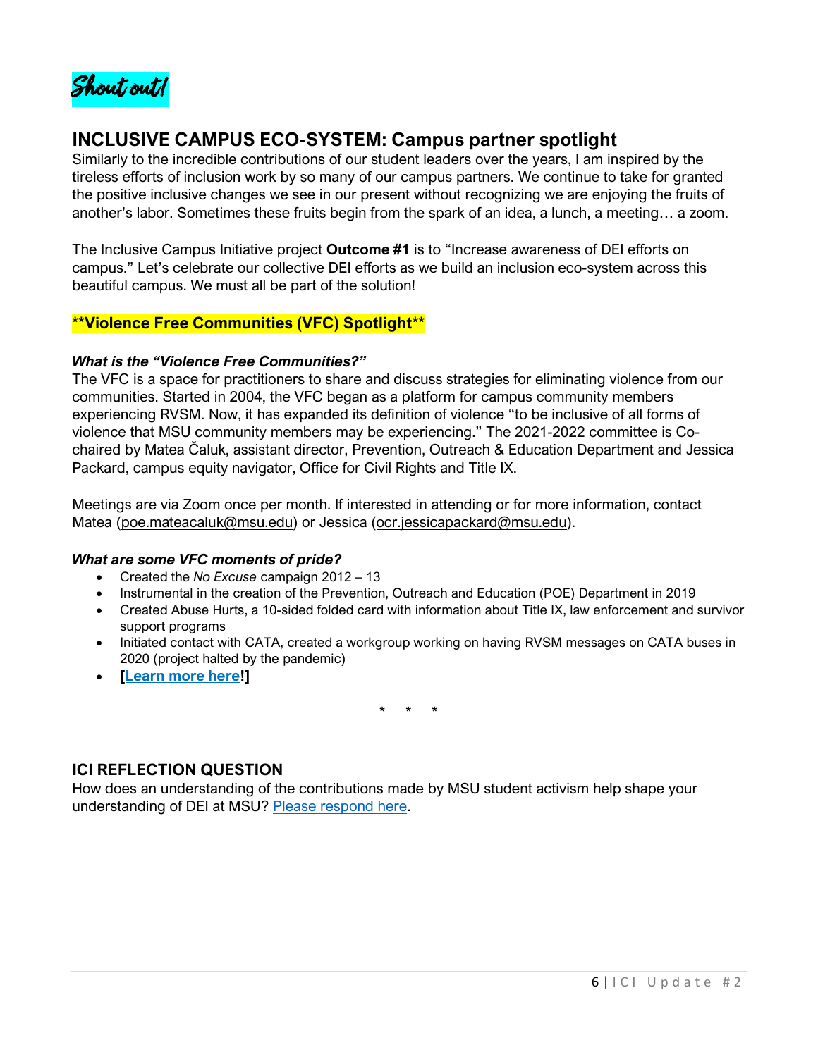**Shout out!**

## INCLUSIVE CAMPUS ECO-SYSTEM: Campus partner spotlight

Similarly to the incredible contributions of our student leaders over the years, I am inspired by the tireless efforts of inclusion work by so many of our campus partners. We continue to take for granted the positive inclusive changes we see in our present without recognizing we are enjoying the fruits of another's labor. Sometimes these fruits begin from the spark of an idea, a lunch, a meeting… a zoom.

The Inclusive Campus Initiative project **Outcome #1** is to "Increase awareness of DEI efforts on campus." Let's celebrate our collective DEI efforts as we build an inclusion eco-system across this beautiful campus. We must all be part of the solution!

**\*\*Violence Free Communities (VFC) Spotlight\*\***

***What is the "Violence Free Communities?"***

The VFC is a space for practitioners to share and discuss strategies for eliminating violence from our communities. Started in 2004, the VFC began as a platform for campus community members experiencing RVSM. Now, it has expanded its definition of violence "to be inclusive of all forms of violence that MSU community members may be experiencing." The 2021-2022 committee is Co-chaired by Matea Čaluk, assistant director, Prevention, Outreach & Education Department and Jessica Packard, campus equity navigator, Office for Civil Rights and Title IX.

Meetings are via Zoom once per month. If interested in attending or for more information, contact Matea (poe.mateacaluk@msu.edu) or Jessica (ocr.jessicapackard@msu.edu).

***What are some VFC moments of pride?***

- Created the *No Excuse* campaign 2012 – 13
- Instrumental in the creation of the Prevention, Outreach and Education (POE) Department in 2019
- Created Abuse Hurts, a 10-sided folded card with information about Title IX, law enforcement and survivor support programs
- Initiated contact with CATA, created a workgroup working on having RVSM messages on CATA buses in 2020 (project halted by the pandemic)
- **[Learn more here!]**

\* \* \*

### ICI REFLECTION QUESTION

How does an understanding of the contributions made by MSU student activism help shape your understanding of DEI at MSU? Please respond here.